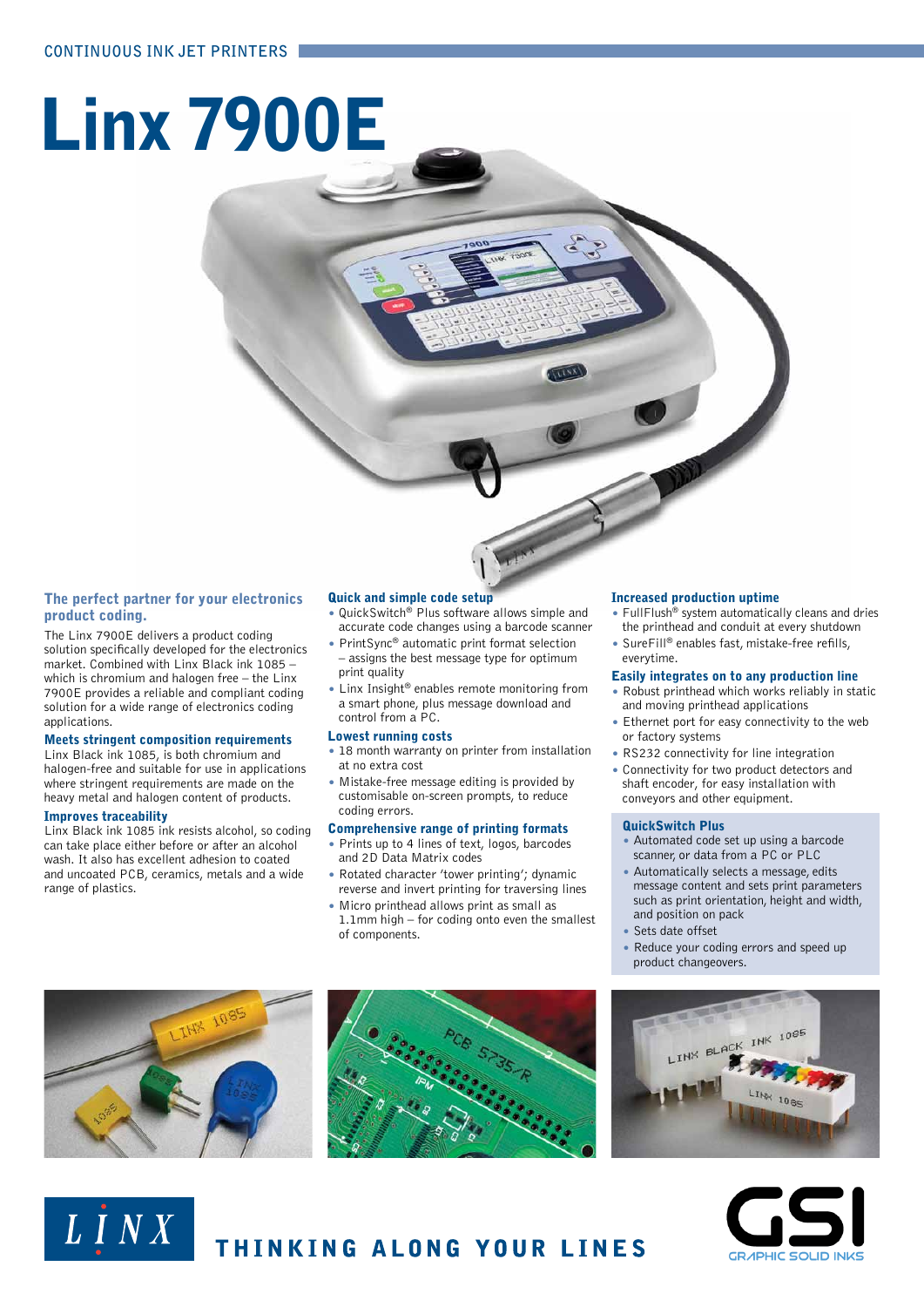CONTINUOUS INK JET PRINTERS

# Linx 7900E

## The perfect partner for your electronics product coding.

The Linx 7900E delivers a product coding solution specifically developed for the electronics market. Combined with Linx Black ink 1085 – which is chromium and halogen free – the Linx 7900E provides a reliable and compliant coding solution for a wide range of electronics coding applications.

### Meets stringent composition requirements

Linx Black ink 1085, is both chromium and halogen-free and suitable for use in applications where stringent requirements are made on the heavy metal and halogen content of products.

### Improves traceability

Linx Black ink 1085 ink resists alcohol, so coding can take place either before or after an alcohol wash. It also has excellent adhesion to coated and uncoated PCB, ceramics, metals and a wide range of plastics.

### Quick and simple code setup

- QuickSwitch® Plus software allows simple and accurate code changes using a barcode scanner
- PrintSync® automatic print format selection – assigns the best message type for optimum print quality
- Linx Insight® enables remote monitoring from a smart phone, plus message download and control from a PC.

### Lowest running costs

- 18 month warranty on printer from installation at no extra cost
- Mistake-free message editing is provided by customisable on-screen prompts, to reduce coding errors.

### Comprehensive range of printing formats

- Prints up to 4 lines of text, logos, barcodes and 2D Data Matrix codes
- Rotated character 'tower printing'; dynamic reverse and invert printing for traversing lines
- Micro printhead allows print as small as 1.1mm high – for coding onto even the smallest of components.

### Increased production uptime

- FullFlush® system automatically cleans and dries the printhead and conduit at every shutdown
- SureFill® enables fast, mistake-free refills, everytime.

### Easily integrates on to any production line

- Robust printhead which works reliably in static and moving printhead applications
- Ethernet port for easy connectivity to the web or factory systems
- RS232 connectivity for line integration
- Connectivity for two product detectors and shaft encoder, for easy installation with conveyors and other equipment.

### QuickSwitch Plus

- Automated code set up using a barcode scanner, or data from a PC or PLC
- Automatically selects a message, edits message content and sets print parameters such as print orientation, height and width, and position on pack
- Sets date offset
- Reduce your coding errors and speed up product changeovers.

LINX THINKING ALONG YOUR LINES

GSI GRAPHIC SOLID INKS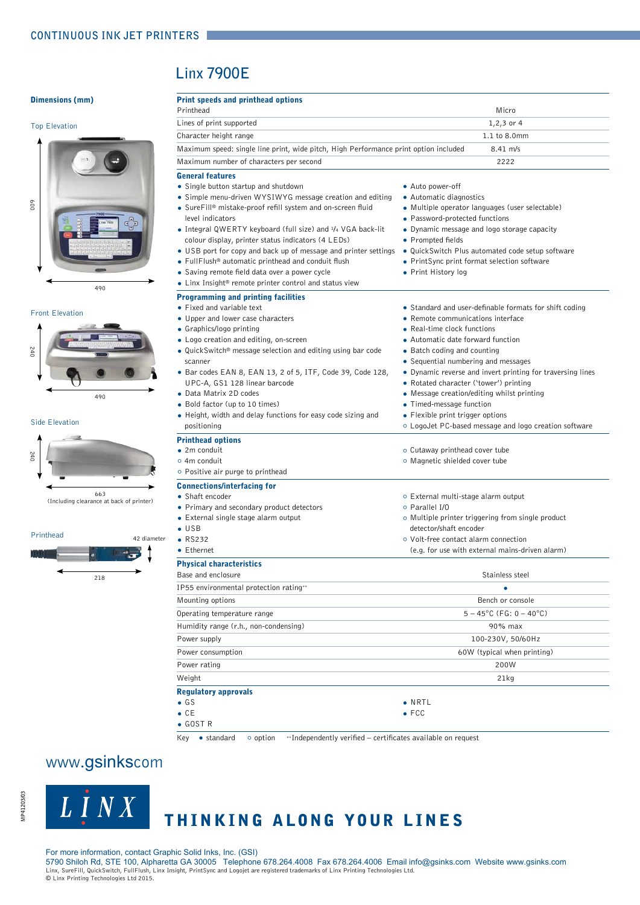CONTINUOUS INK JET PRINTERS

# Linx 7900E

## Dimensions (mm)

Top Elevation

600

490

Front Elevation

240

490

Side Elevation

240

663
(Including clearance at back of printer)

Printhead

42 diameter

218

## Print speeds and printhead options

| | |
|---|---|
| Printhead | Micro |
| Lines of print supported | 1,2,3 or 4 |
| Character height range | 1.1 to 8.0mm |
| Maximum speed: single line print, wide pitch, High Performance print option included | 8.41 m/s |
| Maximum number of characters per second | 2222 |

## General features

- Single button startup and shutdown
- Simple menu-driven WYSIWYG message creation and editing
- SureFill® mistake-proof refill system and on-screen fluid level indicators
- Integral QWERTY keyboard (full size) and 1/4 VGA back-lit colour display, printer status indicators (4 LEDs)
- USB port for copy and back up of message and printer settings
- FullFlush® automatic printhead and conduit flush
- Saving remote field data over a power cycle
- Linx Insight® remote printer control and status view
- Auto power-off
- Automatic diagnostics
- Multiple operator languages (user selectable)
- Password-protected functions
- Dynamic message and logo storage capacity
- Prompted fields
- QuickSwitch Plus automated code setup software
- PrintSync print format selection software
- Print History log

## Programming and printing facilities

- Fixed and variable text
- Upper and lower case characters
- Graphics/logo printing
- Logo creation and editing, on-screen
- QuickSwitch® message selection and editing using bar code scanner
- Bar codes EAN 8, EAN 13, 2 of 5, ITF, Code 39, Code 128, UPC-A, GS1 128 linear barcode
- Data Matrix 2D codes
- Bold factor (up to 10 times)
- Height, width and delay functions for easy code sizing and positioning
- Standard and user-definable formats for shift coding
- Remote communications interface
- Real-time clock functions
- Automatic date forward function
- Batch coding and counting
- Sequential numbering and messages
- Dynamic reverse and invert printing for traversing lines
- Rotated character ('tower') printing
- Message creation/editing whilst printing
- Timed-message function
- Flexible print trigger options
- ○ LogoJet PC-based message and logo creation software

## Printhead options

- 2m conduit
- ○ 4m conduit
- ○ Positive air purge to printhead
- ○ Cutaway printhead cover tube
- ○ Magnetic shielded cover tube

## Connections/interfacing for

- Shaft encoder
- Primary and secondary product detectors
- External single stage alarm output
- USB
- RS232
- Ethernet
- ○ External multi-stage alarm output
- ○ Parallel I/O
- ○ Multiple printer triggering from single product detector/shaft encoder
- ○ Volt-free contact alarm connection (e.g. for use with external mains-driven alarm)

## Physical characteristics

| | |
|---|---|
| Base and enclosure | Stainless steel |
| IP55 environmental protection rating** | • |
| Mounting options | Bench or console |
| Operating temperature range | 5 – 45°C (FG: 0 – 40°C) |
| Humidity range (r.h., non-condensing) | 90% max |
| Power supply | 100-230V, 50/60Hz |
| Power consumption | 60W (typical when printing) |
| Power rating | 200W |
| Weight | 21kg |

## Regulatory approvals

- GS
- CE
- GOST R
- NRTL
- FCC

Key • standard ○ option **Independently verified – certificates available on request

www.gsinkscom

LINX THINKING ALONG YOUR LINES

MP41203/03

For more information, contact Graphic Solid Inks, Inc. (GSI)
5790 Shiloh Rd, STE 100, Alpharetta GA 30005 Telephone 678.264.4008 Fax 678.264.4006 Email info@gsinks.com Website www.gsinks.com
Linx, SureFill, QuickSwitch, FullFlush, Linx Insight, PrintSync and Logojet are registered trademarks of Linx Printing Technologies Ltd.
© Linx Printing Technologies Ltd 2015.